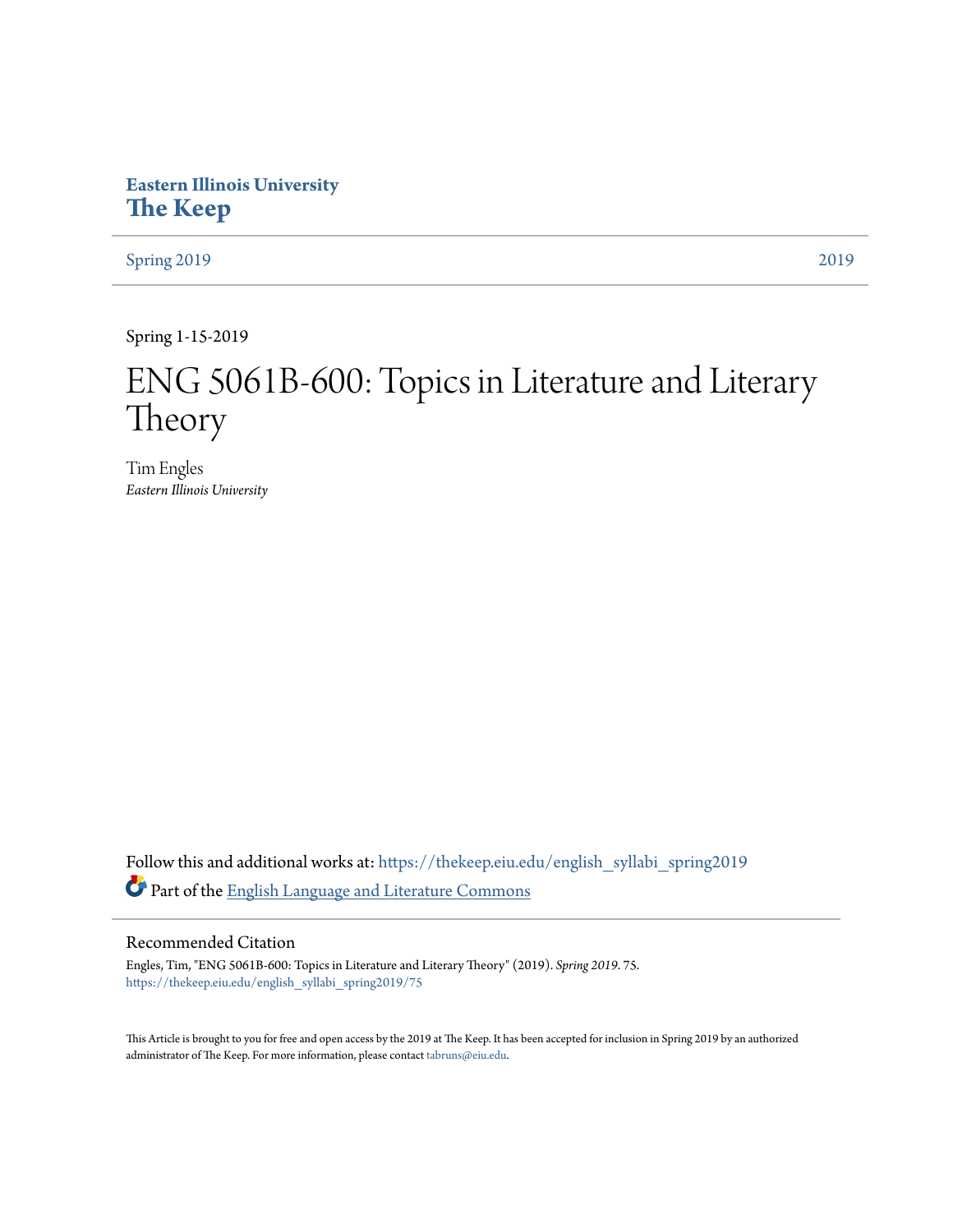Eastern Illinois University

**The Keep**

Spring 2019 | 2019

Spring 1-15-2019

# ENG 5061B-600: Topics in Literature and Literary Theory

Tim Engles

*Eastern Illinois University*

Follow this and additional works at: https://thekeep.eiu.edu/english_syllabi_spring2019

Part of the English Language and Literature Commons

## Recommended Citation

Engles, Tim, "ENG 5061B-600: Topics in Literature and Literary Theory" (2019). *Spring 2019*. 75.
https://thekeep.eiu.edu/english_syllabi_spring2019/75

This Article is brought to you for free and open access by the 2019 at The Keep. It has been accepted for inclusion in Spring 2019 by an authorized administrator of The Keep. For more information, please contact tabruns@eiu.edu.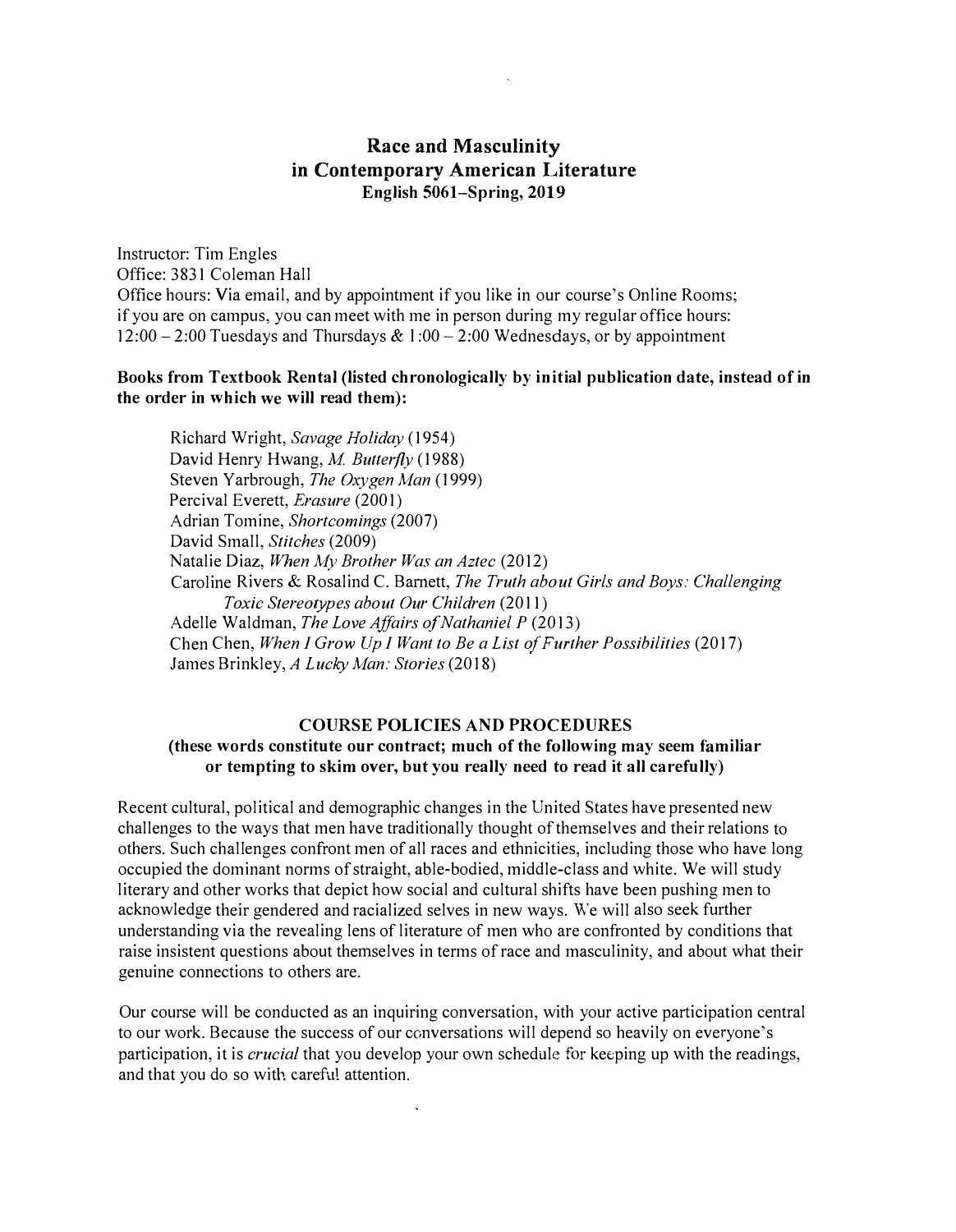# Race and Masculinity in Contemporary American Literature

**English 5061–Spring, 2019**

Instructor: Tim Engles
Office: 3831 Coleman Hall
Office hours: Via email, and by appointment if you like in our course's Online Rooms; if you are on campus, you can meet with me in person during my regular office hours: 12:00 – 2:00 Tuesdays and Thursdays & 1:00 – 2:00 Wednesdays, or by appointment

**Books from Textbook Rental (listed chronologically by initial publication date, instead of in the order in which we will read them):**

Richard Wright, *Savage Holiday* (1954)
David Henry Hwang, *M. Butterfly* (1988)
Steven Yarbrough, *The Oxygen Man* (1999)
Percival Everett, *Erasure* (2001)
Adrian Tomine, *Shortcomings* (2007)
David Small, *Stitches* (2009)
Natalie Diaz, *When My Brother Was an Aztec* (2012)
Caroline Rivers & Rosalind C. Barnett, *The Truth about Girls and Boys: Challenging Toxic Stereotypes about Our Children* (2011)
Adelle Waldman, *The Love Affairs of Nathaniel P* (2013)
Chen Chen, *When I Grow Up I Want to Be a List of Further Possibilities* (2017)
James Brinkley, *A Lucky Man: Stories* (2018)

## COURSE POLICIES AND PROCEDURES

**(these words constitute our contract; much of the following may seem familiar or tempting to skim over, but you really need to read it all carefully)**

Recent cultural, political and demographic changes in the United States have presented new challenges to the ways that men have traditionally thought of themselves and their relations to others. Such challenges confront men of all races and ethnicities, including those who have long occupied the dominant norms of straight, able-bodied, middle-class and white. We will study literary and other works that depict how social and cultural shifts have been pushing men to acknowledge their gendered and racialized selves in new ways. We will also seek further understanding via the revealing lens of literature of men who are confronted by conditions that raise insistent questions about themselves in terms of race and masculinity, and about what their genuine connections to others are.

Our course will be conducted as an inquiring conversation, with your active participation central to our work. Because the success of our conversations will depend so heavily on everyone's participation, it is *crucial* that you develop your own schedule for keeping up with the readings, and that you do so with careful attention.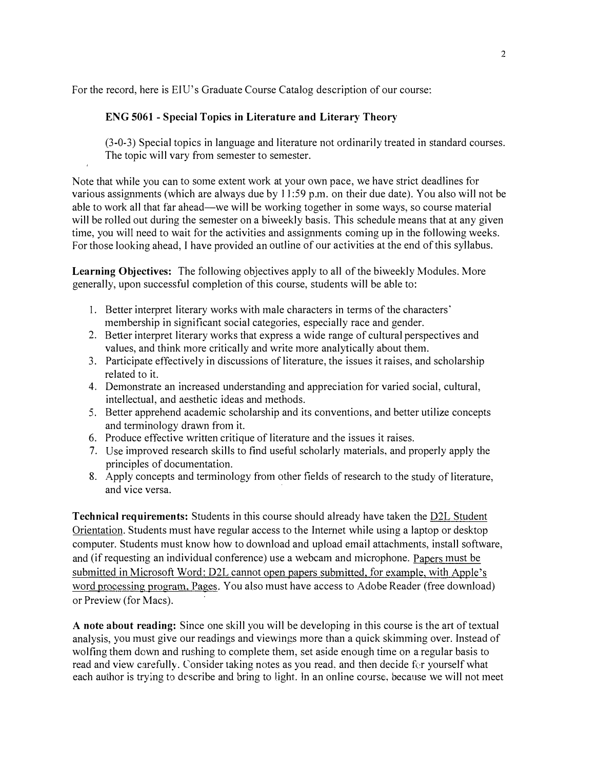For the record, here is EIU's Graduate Course Catalog description of our course:

**ENG 5061 - Special Topics in Literature and Literary Theory**

> (3-0-3) Special topics in language and literature not ordinarily treated in standard courses. The topic will vary from semester to semester.

Note that while you can to some extent work at your own pace, we have strict deadlines for various assignments (which are always due by 11:59 p.m. on their due date). You also will not be able to work all that far ahead—we will be working together in some ways, so course material will be rolled out during the semester on a biweekly basis. This schedule means that at any given time, you will need to wait for the activities and assignments coming up in the following weeks. For those looking ahead, I have provided an outline of our activities at the end of this syllabus.

**Learning Objectives:** The following objectives apply to all of the biweekly Modules. More generally, upon successful completion of this course, students will be able to:

1. Better interpret literary works with male characters in terms of the characters' membership in significant social categories, especially race and gender.
2. Better interpret literary works that express a wide range of cultural perspectives and values, and think more critically and write more analytically about them.
3. Participate effectively in discussions of literature, the issues it raises, and scholarship related to it.
4. Demonstrate an increased understanding and appreciation for varied social, cultural, intellectual, and aesthetic ideas and methods.
5. Better apprehend academic scholarship and its conventions, and better utilize concepts and terminology drawn from it.
6. Produce effective written critique of literature and the issues it raises.
7. Use improved research skills to find useful scholarly materials, and properly apply the principles of documentation.
8. Apply concepts and terminology from other fields of research to the study of literature, and vice versa.

**Technical requirements:** Students in this course should already have taken the D2L Student Orientation. Students must have regular access to the Internet while using a laptop or desktop computer. Students must know how to download and upload email attachments, install software, and (if requesting an individual conference) use a webcam and microphone. Papers must be submitted in Microsoft Word; D2L cannot open papers submitted, for example, with Apple's word processing program, Pages. You also must have access to Adobe Reader (free download) or Preview (for Macs).

**A note about reading:** Since one skill you will be developing in this course is the art of textual analysis, you must give our readings and viewings more than a quick skimming over. Instead of wolfing them down and rushing to complete them, set aside enough time on a regular basis to read and view carefully. Consider taking notes as you read, and then decide for yourself what each author is trying to describe and bring to light. In an online course, because we will not meet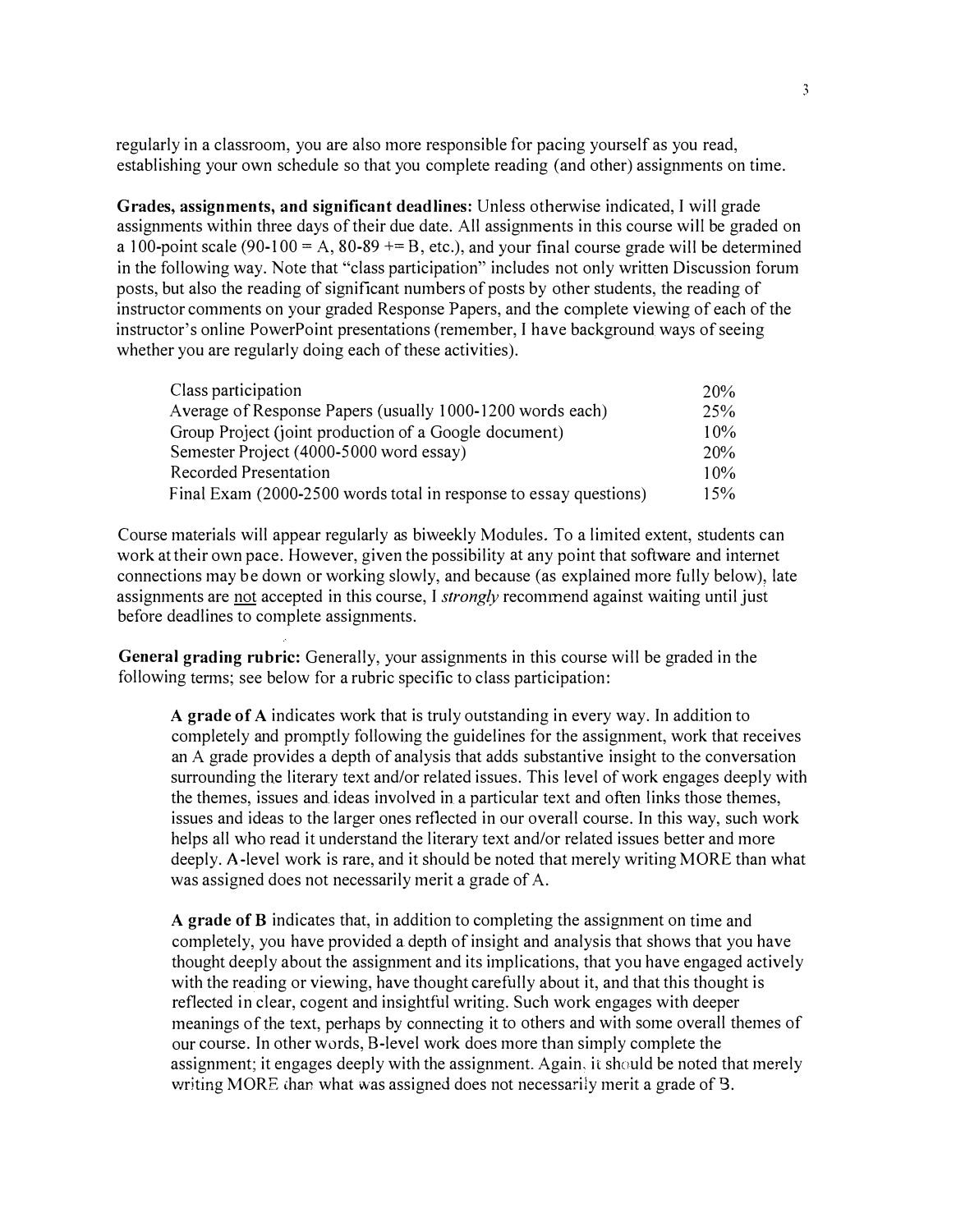regularly in a classroom, you are also more responsible for pacing yourself as you read, establishing your own schedule so that you complete reading (and other) assignments on time.

**Grades, assignments, and significant deadlines:** Unless otherwise indicated, I will grade assignments within three days of their due date. All assignments in this course will be graded on a 100-point scale (90-100 = A, 80-89 += B, etc.), and your final course grade will be determined in the following way. Note that "class participation" includes not only written Discussion forum posts, but also the reading of significant numbers of posts by other students, the reading of instructor comments on your graded Response Papers, and the complete viewing of each of the instructor's online PowerPoint presentations (remember, I have background ways of seeing whether you are regularly doing each of these activities).

| | |
|---|---|
| Class participation | 20% |
| Average of Response Papers (usually 1000-1200 words each) | 25% |
| Group Project (joint production of a Google document) | 10% |
| Semester Project (4000-5000 word essay) | 20% |
| Recorded Presentation | 10% |
| Final Exam (2000-2500 words total in response to essay questions) | 15% |

Course materials will appear regularly as biweekly Modules. To a limited extent, students can work at their own pace. However, given the possibility at any point that software and internet connections may be down or working slowly, and because (as explained more fully below), late assignments are <u>not</u> accepted in this course, I *strongly* recommend against waiting until just before deadlines to complete assignments.

**General grading rubric:** Generally, your assignments in this course will be graded in the following terms; see below for a rubric specific to class participation:

> **A grade of A** indicates work that is truly outstanding in every way. In addition to completely and promptly following the guidelines for the assignment, work that receives an A grade provides a depth of analysis that adds substantive insight to the conversation surrounding the literary text and/or related issues. This level of work engages deeply with the themes, issues and ideas involved in a particular text and often links those themes, issues and ideas to the larger ones reflected in our overall course. In this way, such work helps all who read it understand the literary text and/or related issues better and more deeply. A-level work is rare, and it should be noted that merely writing MORE than what was assigned does not necessarily merit a grade of A.
>
> **A grade of B** indicates that, in addition to completing the assignment on time and completely, you have provided a depth of insight and analysis that shows that you have thought deeply about the assignment and its implications, that you have engaged actively with the reading or viewing, have thought carefully about it, and that this thought is reflected in clear, cogent and insightful writing. Such work engages with deeper meanings of the text, perhaps by connecting it to others and with some overall themes of our course. In other words, B-level work does more than simply complete the assignment; it engages deeply with the assignment. Again, it should be noted that merely writing MORE than what was assigned does not necessarily merit a grade of B.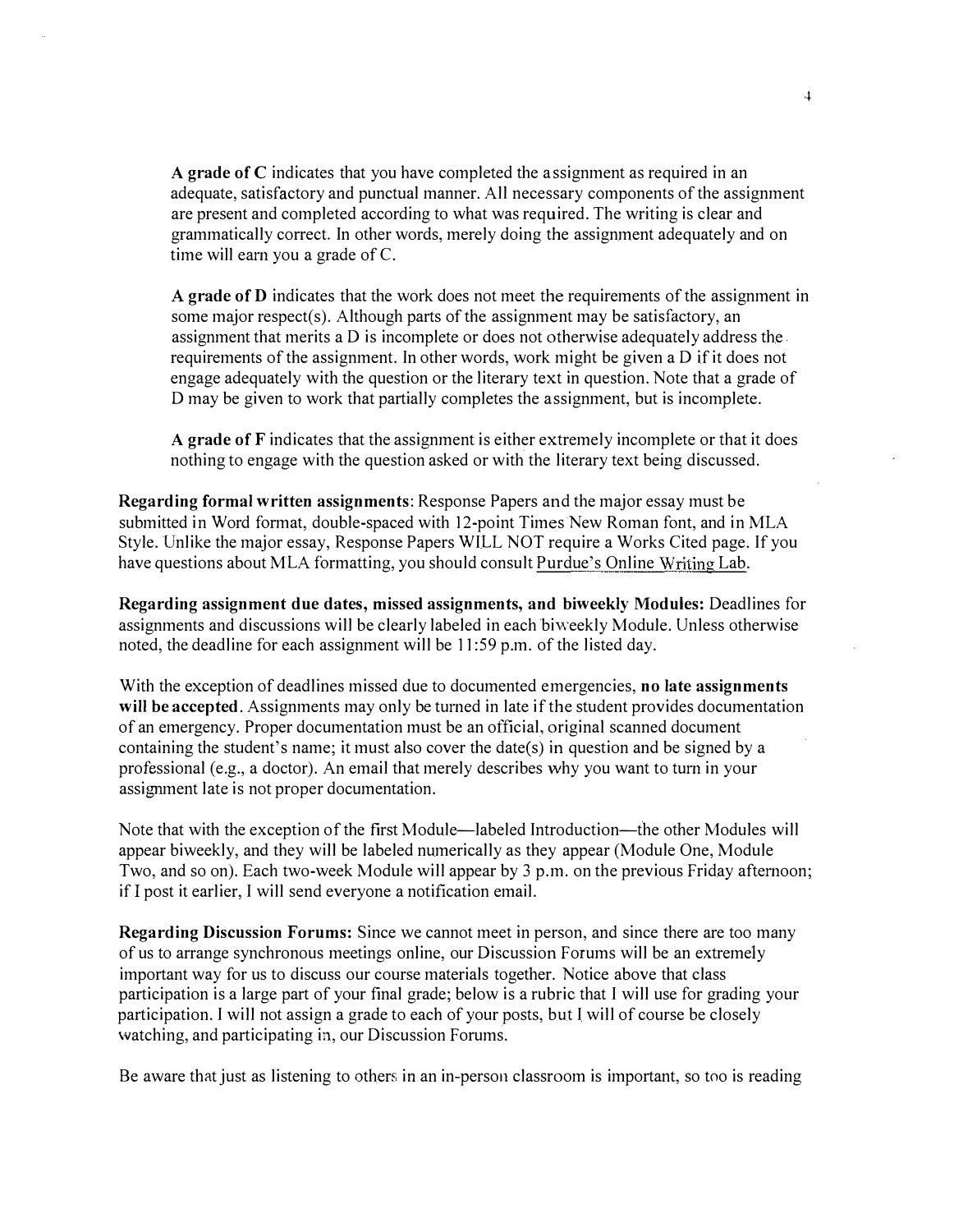**A grade of C** indicates that you have completed the assignment as required in an adequate, satisfactory and punctual manner. All necessary components of the assignment are present and completed according to what was required. The writing is clear and grammatically correct. In other words, merely doing the assignment adequately and on time will earn you a grade of C.

**A grade of D** indicates that the work does not meet the requirements of the assignment in some major respect(s). Although parts of the assignment may be satisfactory, an assignment that merits a D is incomplete or does not otherwise adequately address the requirements of the assignment. In other words, work might be given a D if it does not engage adequately with the question or the literary text in question. Note that a grade of D may be given to work that partially completes the assignment, but is incomplete.

**A grade of F** indicates that the assignment is either extremely incomplete or that it does nothing to engage with the question asked or with the literary text being discussed.

**Regarding formal written assignments**: Response Papers and the major essay must be submitted in Word format, double-spaced with 12-point Times New Roman font, and in MLA Style. Unlike the major essay, Response Papers WILL NOT require a Works Cited page. If you have questions about MLA formatting, you should consult Purdue's Online Writing Lab.

**Regarding assignment due dates, missed assignments, and biweekly Modules:** Deadlines for assignments and discussions will be clearly labeled in each biweekly Module. Unless otherwise noted, the deadline for each assignment will be 11:59 p.m. of the listed day.

With the exception of deadlines missed due to documented emergencies, **no late assignments will be accepted**. Assignments may only be turned in late if the student provides documentation of an emergency. Proper documentation must be an official, original scanned document containing the student's name; it must also cover the date(s) in question and be signed by a professional (e.g., a doctor). An email that merely describes why you want to turn in your assignment late is not proper documentation.

Note that with the exception of the first Module—labeled Introduction—the other Modules will appear biweekly, and they will be labeled numerically as they appear (Module One, Module Two, and so on). Each two-week Module will appear by 3 p.m. on the previous Friday afternoon; if I post it earlier, I will send everyone a notification email.

**Regarding Discussion Forums:** Since we cannot meet in person, and since there are too many of us to arrange synchronous meetings online, our Discussion Forums will be an extremely important way for us to discuss our course materials together. Notice above that class participation is a large part of your final grade; below is a rubric that I will use for grading your participation. I will not assign a grade to each of your posts, but I will of course be closely watching, and participating in, our Discussion Forums.

Be aware that just as listening to others in an in-person classroom is important, so too is reading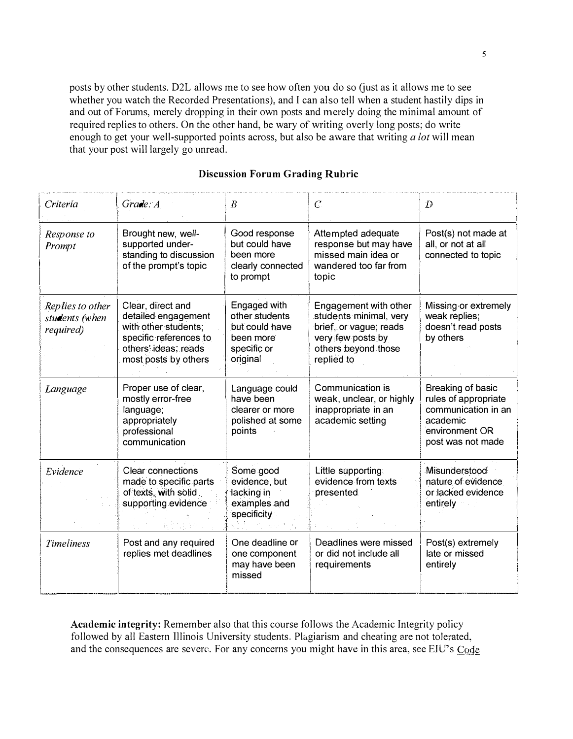posts by other students. D2L allows me to see how often you do so (just as it allows me to see whether you watch the Recorded Presentations), and I can also tell when a student hastily dips in and out of Forums, merely dropping in their own posts and merely doing the minimal amount of required replies to others. On the other hand, be wary of writing overly long posts; do write enough to get your well-supported points across, but also be aware that writing *a lot* will mean that your post will largely go unread.

**Discussion Forum Grading Rubric**

| *Criteria* | *Grade: A* | *B* | *C* | *D* |
|---|---|---|---|---|
| *Response to Prompt* | Brought new, well-supported under-standing to discussion of the prompt's topic | Good response but could have been more clearly connected to prompt | Attempted adequate response but may have missed main idea or wandered too far from topic | Post(s) not made at all, or not at all connected to topic |
| *Replies to other students (when required)* | Clear, direct and detailed engagement with other students; specific references to others' ideas; reads most posts by others | Engaged with other students but could have been more specific or original | Engagement with other students minimal, very brief, or vague; reads very few posts by others beyond those replied to | Missing or extremely weak replies; doesn't read posts by others |
| *Language* | Proper use of clear, mostly error-free language; appropriately professional communication | Language could have been clearer or more polished at some points | Communication is weak, unclear, or highly inappropriate in an academic setting | Breaking of basic rules of appropriate communication in an academic environment OR post was not made |
| *Evidence* | Clear connections made to specific parts of texts, with solid supporting evidence | Some good evidence, but lacking in examples and specificity | Little supporting evidence from texts presented | Misunderstood nature of evidence or lacked evidence entirely |
| *Timeliness* | Post and any required replies met deadlines | One deadline or one component may have been missed | Deadlines were missed or did not include all requirements | Post(s) extremely late or missed entirely |

**Academic integrity:** Remember also that this course follows the Academic Integrity policy followed by all Eastern Illinois University students. Plagiarism and cheating are not tolerated, and the consequences are severe. For any concerns you might have in this area, see EIU's Code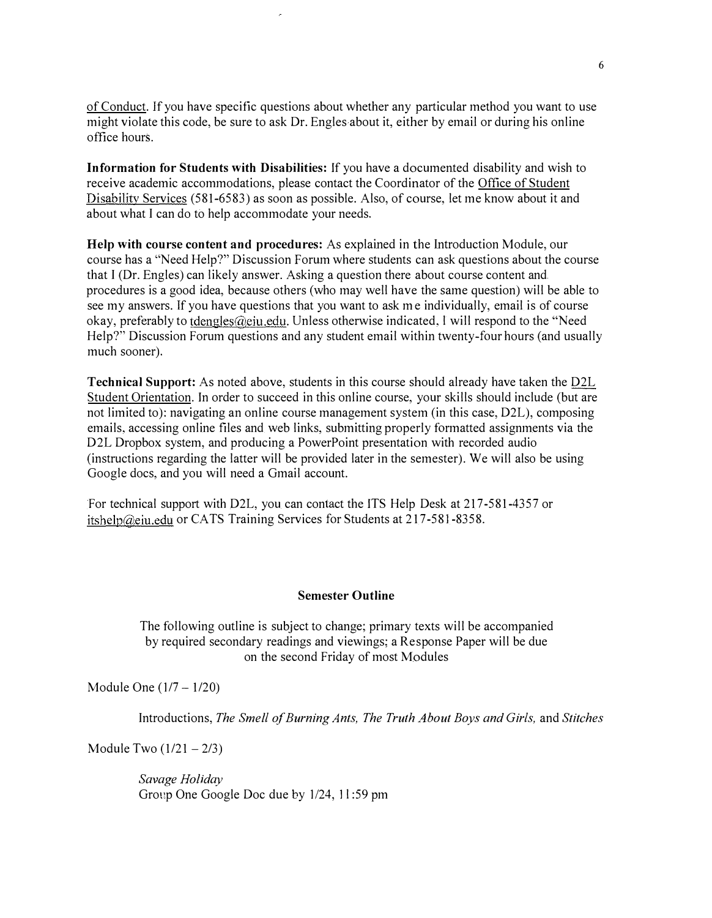of Conduct. If you have specific questions about whether any particular method you want to use might violate this code, be sure to ask Dr. Engles about it, either by email or during his online office hours.

**Information for Students with Disabilities:** If you have a documented disability and wish to receive academic accommodations, please contact the Coordinator of the Office of Student Disability Services (581-6583) as soon as possible. Also, of course, let me know about it and about what I can do to help accommodate your needs.

**Help with course content and procedures:** As explained in the Introduction Module, our course has a "Need Help?" Discussion Forum where students can ask questions about the course that I (Dr. Engles) can likely answer. Asking a question there about course content and procedures is a good idea, because others (who may well have the same question) will be able to see my answers. If you have questions that you want to ask me individually, email is of course okay, preferably to tdengles@eiu.edu. Unless otherwise indicated, I will respond to the "Need Help?" Discussion Forum questions and any student email within twenty-four hours (and usually much sooner).

**Technical Support:** As noted above, students in this course should already have taken the D2L Student Orientation. In order to succeed in this online course, your skills should include (but are not limited to): navigating an online course management system (in this case, D2L), composing emails, accessing online files and web links, submitting properly formatted assignments via the D2L Dropbox system, and producing a PowerPoint presentation with recorded audio (instructions regarding the latter will be provided later in the semester). We will also be using Google docs, and you will need a Gmail account.

For technical support with D2L, you can contact the ITS Help Desk at 217-581-4357 or itshelp@eiu.edu or CATS Training Services for Students at 217-581-8358.

## Semester Outline

The following outline is subject to change; primary texts will be accompanied by required secondary readings and viewings; a Response Paper will be due on the second Friday of most Modules

Module One (1/7 – 1/20)

Introductions, *The Smell of Burning Ants, The Truth About Boys and Girls,* and *Stitches*

Module Two (1/21 – 2/3)

*Savage Holiday*
Group One Google Doc due by 1/24, 11:59 pm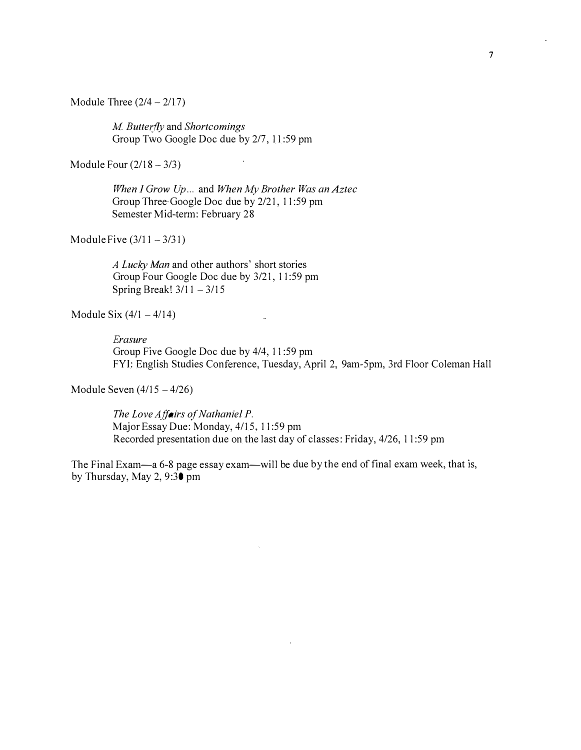Module Three (2/4 – 2/17)

*M. Butterfly* and *Shortcomings*
Group Two Google Doc due by 2/7, 11:59 pm

Module Four (2/18 – 3/3)

*When I Grow Up...* and *When My Brother Was an Aztec*
Group Three Google Doc due by 2/21, 11:59 pm
Semester Mid-term: February 28

Module Five (3/11 – 3/31)

*A Lucky Man* and other authors' short stories
Group Four Google Doc due by 3/21, 11:59 pm
Spring Break! 3/11 – 3/15

Module Six (4/1 – 4/14)

*Erasure*
Group Five Google Doc due by 4/4, 11:59 pm
FYI: English Studies Conference, Tuesday, April 2, 9am-5pm, 3rd Floor Coleman Hall

Module Seven (4/15 – 4/26)

*The Love Affairs of Nathaniel P.*
Major Essay Due: Monday, 4/15, 11:59 pm
Recorded presentation due on the last day of classes: Friday, 4/26, 11:59 pm

The Final Exam—a 6-8 page essay exam—will be due by the end of final exam week, that is, by Thursday, May 2, 9:30 pm